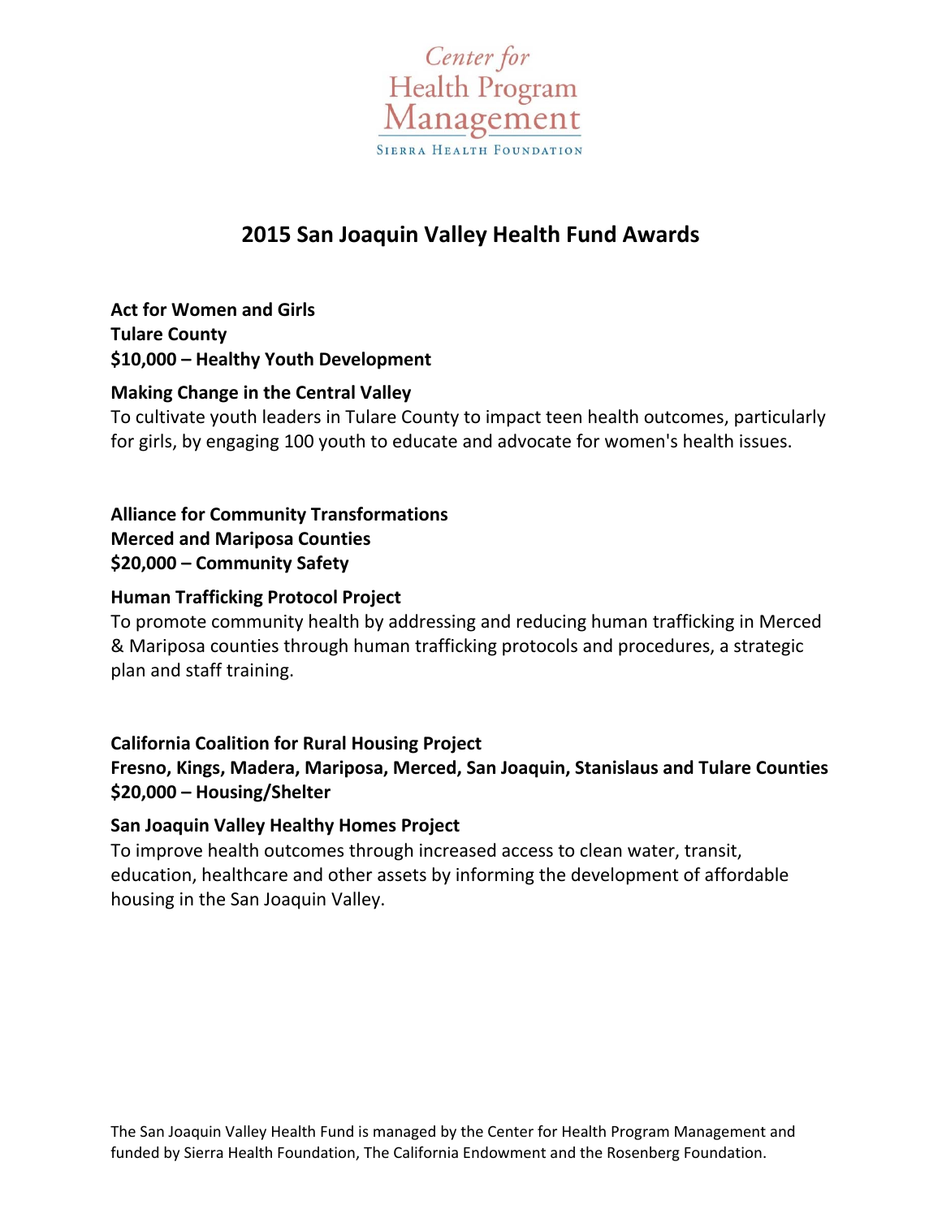Center for Health Program Management

SIERRA HEALTH FOUNDATION

# 2015 San Joaquin Valley Health Fund Awards

**Act for Women and Girls**
**Tulare County**
**$10,000 – Healthy Youth Development**

**Making Change in the Central Valley**
To cultivate youth leaders in Tulare County to impact teen health outcomes, particularly for girls, by engaging 100 youth to educate and advocate for women's health issues.

**Alliance for Community Transformations**
**Merced and Mariposa Counties**
**$20,000 – Community Safety**

**Human Trafficking Protocol Project**
To promote community health by addressing and reducing human trafficking in Merced & Mariposa counties through human trafficking protocols and procedures, a strategic plan and staff training.

**California Coalition for Rural Housing Project**
**Fresno, Kings, Madera, Mariposa, Merced, San Joaquin, Stanislaus and Tulare Counties**
**$20,000 – Housing/Shelter**

**San Joaquin Valley Healthy Homes Project**
To improve health outcomes through increased access to clean water, transit, education, healthcare and other assets by informing the development of affordable housing in the San Joaquin Valley.

The San Joaquin Valley Health Fund is managed by the Center for Health Program Management and funded by Sierra Health Foundation, The California Endowment and the Rosenberg Foundation.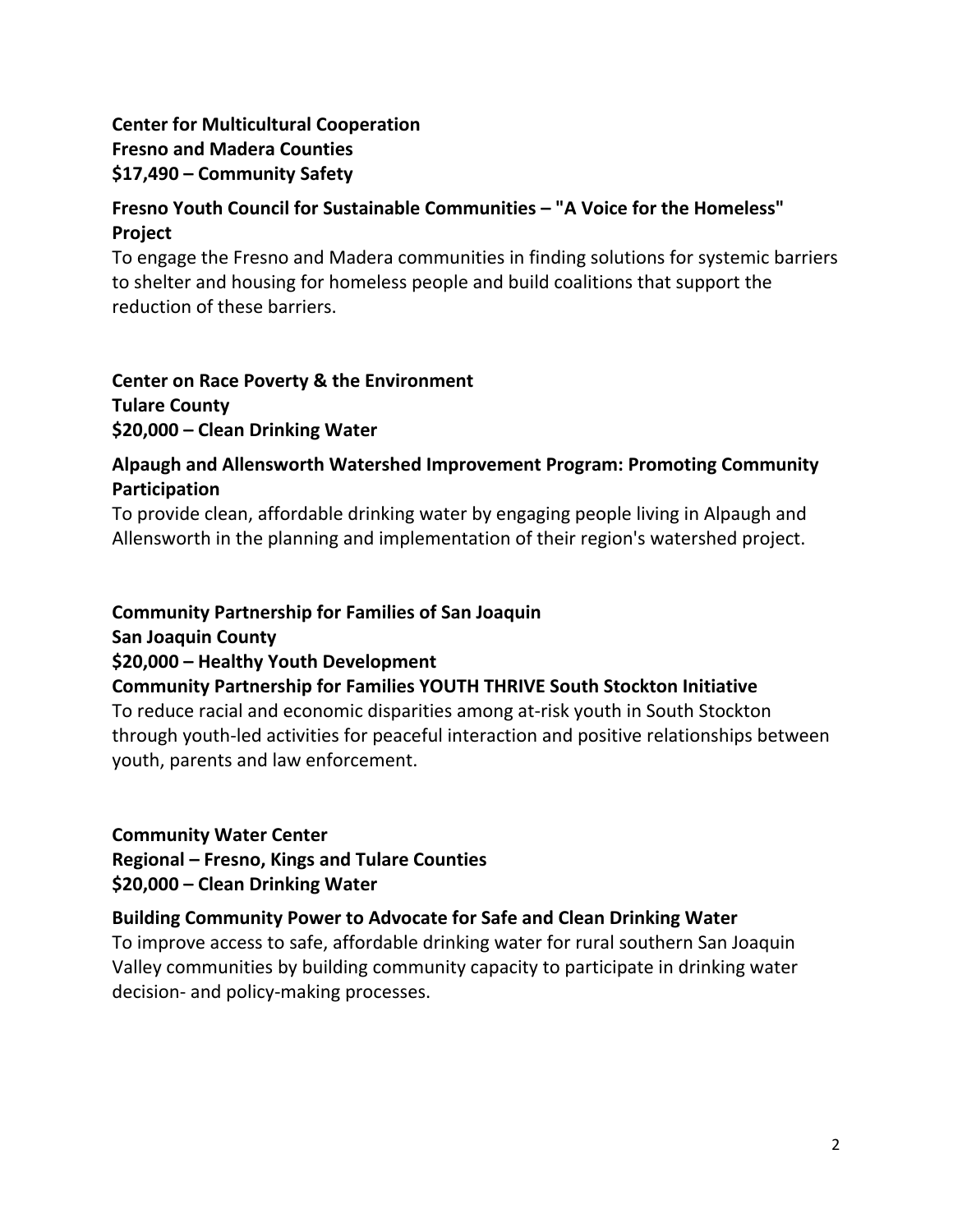**Center for Multicultural Cooperation**
**Fresno and Madera Counties**
**$17,490 – Community Safety**

**Fresno Youth Council for Sustainable Communities – "A Voice for the Homeless" Project**
To engage the Fresno and Madera communities in finding solutions for systemic barriers to shelter and housing for homeless people and build coalitions that support the reduction of these barriers.

**Center on Race Poverty & the Environment**
**Tulare County**
**$20,000 – Clean Drinking Water**

**Alpaugh and Allensworth Watershed Improvement Program: Promoting Community Participation**
To provide clean, affordable drinking water by engaging people living in Alpaugh and Allensworth in the planning and implementation of their region's watershed project.

**Community Partnership for Families of San Joaquin**
**San Joaquin County**
**$20,000 – Healthy Youth Development**
**Community Partnership for Families YOUTH THRIVE South Stockton Initiative**
To reduce racial and economic disparities among at-risk youth in South Stockton through youth-led activities for peaceful interaction and positive relationships between youth, parents and law enforcement.

**Community Water Center**
**Regional – Fresno, Kings and Tulare Counties**
**$20,000 – Clean Drinking Water**

**Building Community Power to Advocate for Safe and Clean Drinking Water**
To improve access to safe, affordable drinking water for rural southern San Joaquin Valley communities by building community capacity to participate in drinking water decision- and policy-making processes.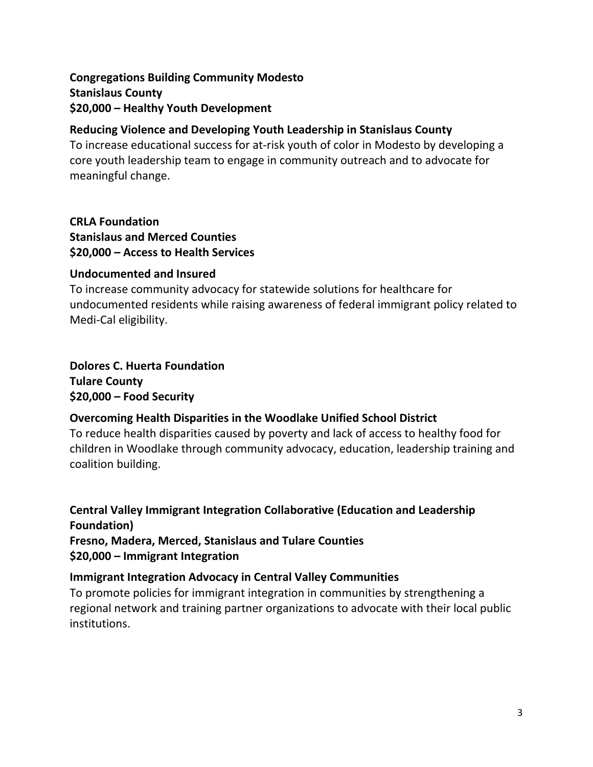**Congregations Building Community Modesto**
**Stanislaus County**
**$20,000 – Healthy Youth Development**

**Reducing Violence and Developing Youth Leadership in Stanislaus County**

To increase educational success for at-risk youth of color in Modesto by developing a core youth leadership team to engage in community outreach and to advocate for meaningful change.

**CRLA Foundation**
**Stanislaus and Merced Counties**
**$20,000 – Access to Health Services**

**Undocumented and Insured**

To increase community advocacy for statewide solutions for healthcare for undocumented residents while raising awareness of federal immigrant policy related to Medi-Cal eligibility.

**Dolores C. Huerta Foundation**
**Tulare County**
**$20,000 – Food Security**

**Overcoming Health Disparities in the Woodlake Unified School District**

To reduce health disparities caused by poverty and lack of access to healthy food for children in Woodlake through community advocacy, education, leadership training and coalition building.

**Central Valley Immigrant Integration Collaborative (Education and Leadership Foundation)**
**Fresno, Madera, Merced, Stanislaus and Tulare Counties**
**$20,000 – Immigrant Integration**

**Immigrant Integration Advocacy in Central Valley Communities**

To promote policies for immigrant integration in communities by strengthening a regional network and training partner organizations to advocate with their local public institutions.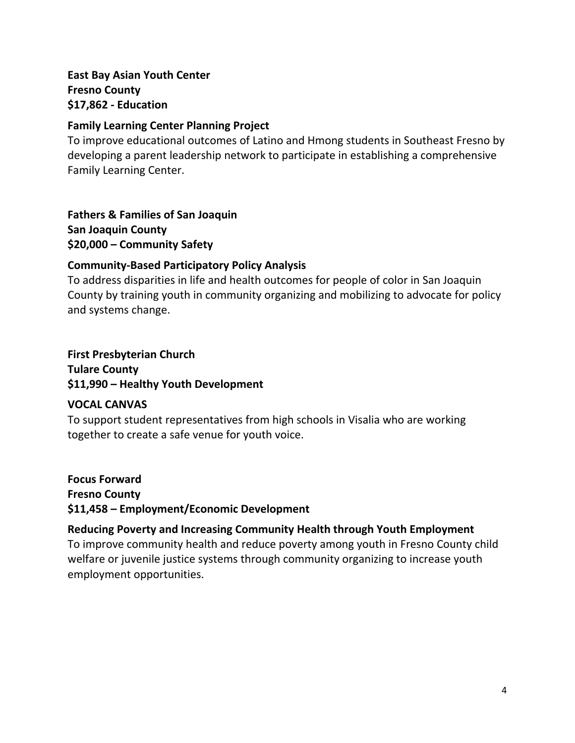**East Bay Asian Youth Center**
**Fresno County**
**$17,862 - Education**

**Family Learning Center Planning Project**
To improve educational outcomes of Latino and Hmong students in Southeast Fresno by developing a parent leadership network to participate in establishing a comprehensive Family Learning Center.

**Fathers & Families of San Joaquin**
**San Joaquin County**
**$20,000 – Community Safety**

**Community-Based Participatory Policy Analysis**
To address disparities in life and health outcomes for people of color in San Joaquin County by training youth in community organizing and mobilizing to advocate for policy and systems change.

**First Presbyterian Church**
**Tulare County**
**$11,990 – Healthy Youth Development**

**VOCAL CANVAS**
To support student representatives from high schools in Visalia who are working together to create a safe venue for youth voice.

**Focus Forward**
**Fresno County**
**$11,458 – Employment/Economic Development**

**Reducing Poverty and Increasing Community Health through Youth Employment**
To improve community health and reduce poverty among youth in Fresno County child welfare or juvenile justice systems through community organizing to increase youth employment opportunities.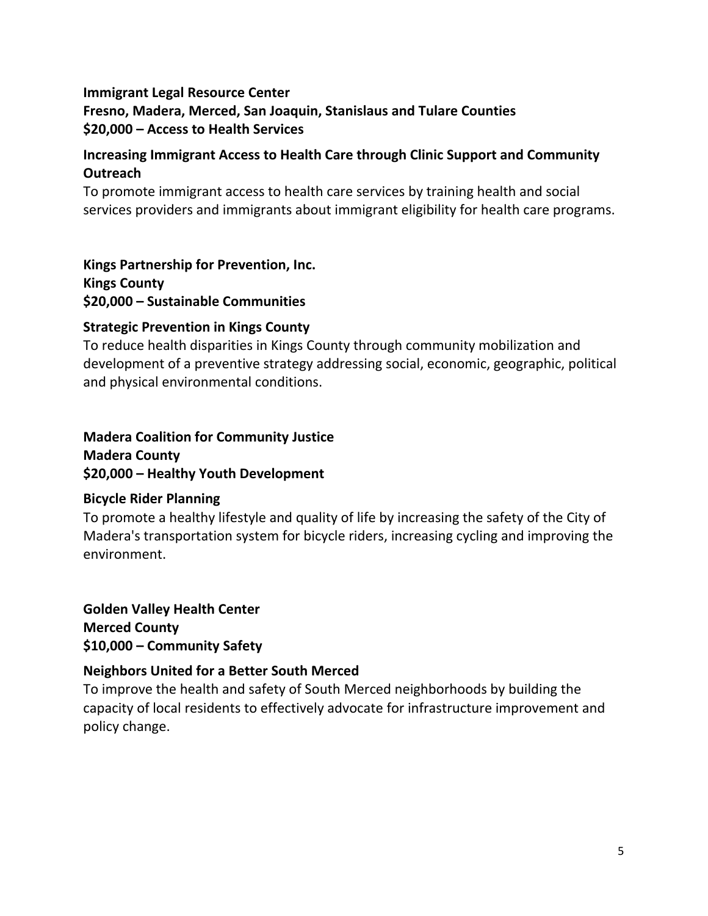**Immigrant Legal Resource Center**
**Fresno, Madera, Merced, San Joaquin, Stanislaus and Tulare Counties**
**$20,000 – Access to Health Services**

**Increasing Immigrant Access to Health Care through Clinic Support and Community Outreach**
To promote immigrant access to health care services by training health and social services providers and immigrants about immigrant eligibility for health care programs.

**Kings Partnership for Prevention, Inc.**
**Kings County**
**$20,000 – Sustainable Communities**

**Strategic Prevention in Kings County**
To reduce health disparities in Kings County through community mobilization and development of a preventive strategy addressing social, economic, geographic, political and physical environmental conditions.

**Madera Coalition for Community Justice**
**Madera County**
**$20,000 – Healthy Youth Development**

**Bicycle Rider Planning**
To promote a healthy lifestyle and quality of life by increasing the safety of the City of Madera's transportation system for bicycle riders, increasing cycling and improving the environment.

**Golden Valley Health Center**
**Merced County**
**$10,000 – Community Safety**

**Neighbors United for a Better South Merced**
To improve the health and safety of South Merced neighborhoods by building the capacity of local residents to effectively advocate for infrastructure improvement and policy change.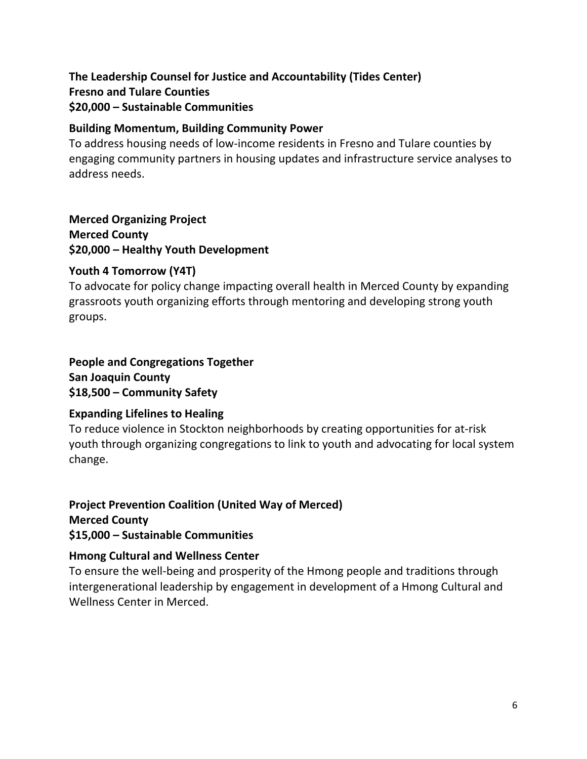**The Leadership Counsel for Justice and Accountability (Tides Center)**
**Fresno and Tulare Counties**
**$20,000 – Sustainable Communities**

**Building Momentum, Building Community Power**
To address housing needs of low-income residents in Fresno and Tulare counties by engaging community partners in housing updates and infrastructure service analyses to address needs.

**Merced Organizing Project**
**Merced County**
**$20,000 – Healthy Youth Development**

**Youth 4 Tomorrow (Y4T)**
To advocate for policy change impacting overall health in Merced County by expanding grassroots youth organizing efforts through mentoring and developing strong youth groups.

**People and Congregations Together**
**San Joaquin County**
**$18,500 – Community Safety**

**Expanding Lifelines to Healing**
To reduce violence in Stockton neighborhoods by creating opportunities for at-risk youth through organizing congregations to link to youth and advocating for local system change.

**Project Prevention Coalition (United Way of Merced)**
**Merced County**
**$15,000 – Sustainable Communities**

**Hmong Cultural and Wellness Center**
To ensure the well-being and prosperity of the Hmong people and traditions through intergenerational leadership by engagement in development of a Hmong Cultural and Wellness Center in Merced.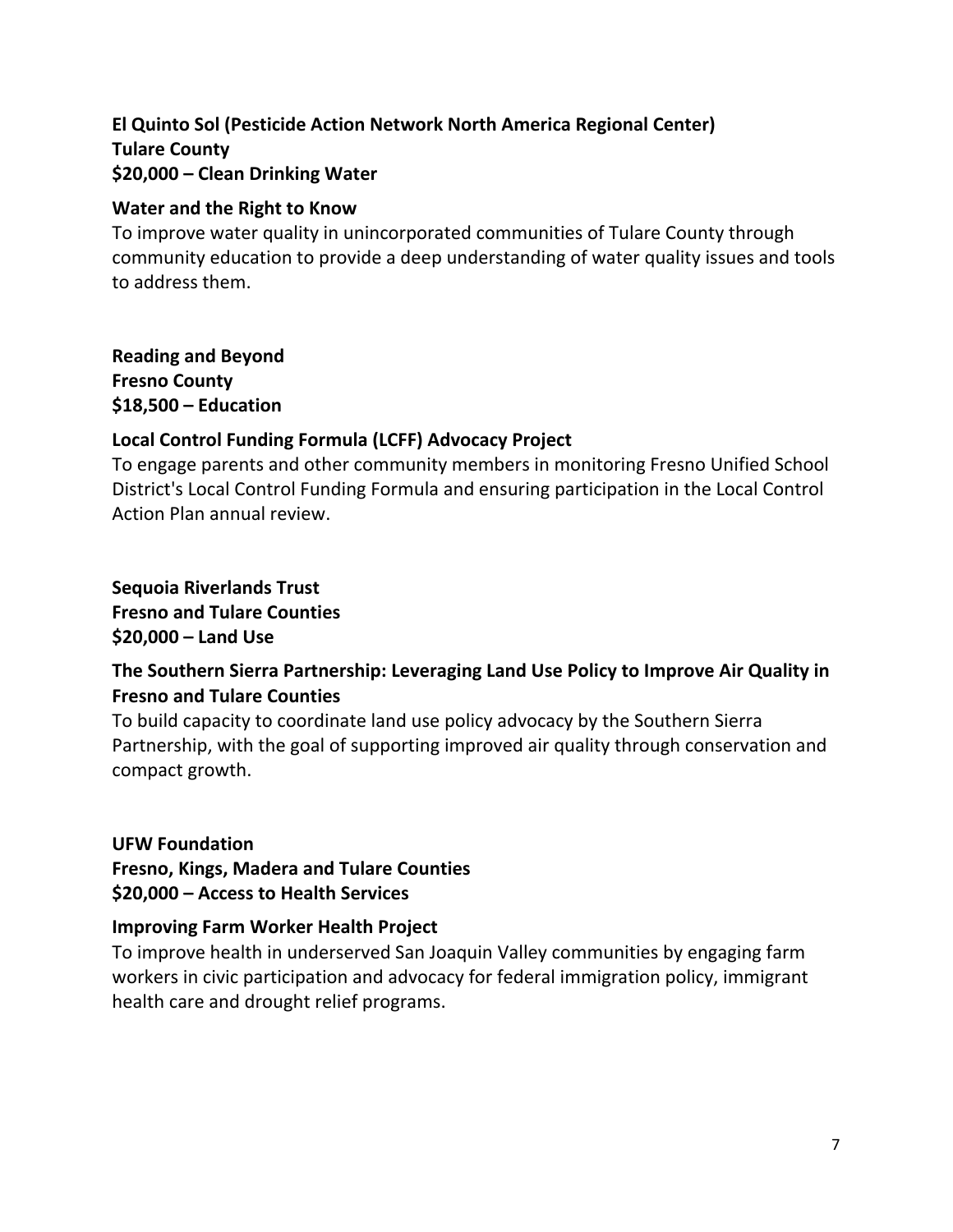**El Quinto Sol (Pesticide Action Network North America Regional Center)**
**Tulare County**
**$20,000 – Clean Drinking Water**

**Water and the Right to Know**

To improve water quality in unincorporated communities of Tulare County through community education to provide a deep understanding of water quality issues and tools to address them.

**Reading and Beyond**
**Fresno County**
**$18,500 – Education**

**Local Control Funding Formula (LCFF) Advocacy Project**

To engage parents and other community members in monitoring Fresno Unified School District's Local Control Funding Formula and ensuring participation in the Local Control Action Plan annual review.

**Sequoia Riverlands Trust**
**Fresno and Tulare Counties**
**$20,000 – Land Use**

**The Southern Sierra Partnership: Leveraging Land Use Policy to Improve Air Quality in Fresno and Tulare Counties**

To build capacity to coordinate land use policy advocacy by the Southern Sierra Partnership, with the goal of supporting improved air quality through conservation and compact growth.

**UFW Foundation**
**Fresno, Kings, Madera and Tulare Counties**
**$20,000 – Access to Health Services**

**Improving Farm Worker Health Project**

To improve health in underserved San Joaquin Valley communities by engaging farm workers in civic participation and advocacy for federal immigration policy, immigrant health care and drought relief programs.